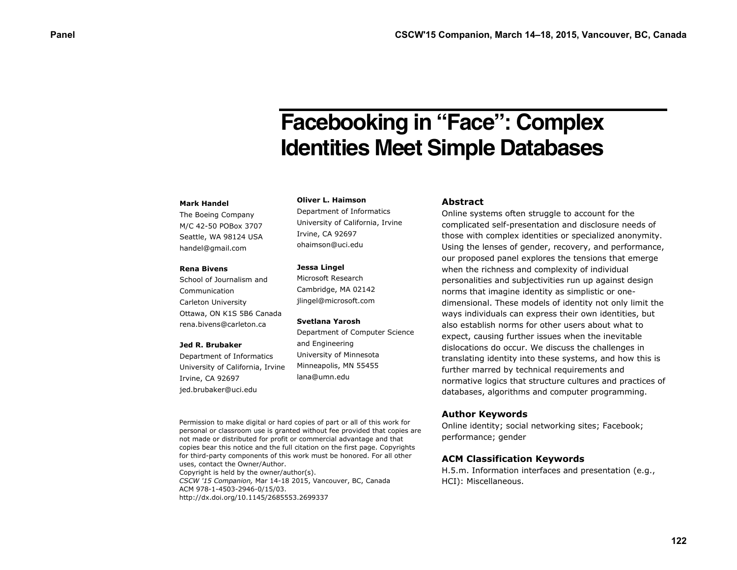# Facebooking in "Face": Complex Identities Meet Simple Databases

**Mark Handel**
The Boeing Company
M/C 42-50 POBox 3707
Seattle, WA 98124 USA
handel@gmail.com

**Rena Bivens**
School of Journalism and Communication
Carleton University
Ottawa, ON K1S 5B6 Canada
rena.bivens@carleton.ca

**Jed R. Brubaker**
Department of Informatics
University of California, Irvine
Irvine, CA 92697
jed.brubaker@uci.edu

**Oliver L. Haimson**
Department of Informatics
University of California, Irvine
Irvine, CA 92697
ohaimson@uci.edu

**Jessa Lingel**
Microsoft Research
Cambridge, MA 02142
jlingel@microsoft.com

**Svetlana Yarosh**
Department of Computer Science and Engineering
University of Minnesota
Minneapolis, MN 55455
lana@umn.edu

Permission to make digital or hard copies of part or all of this work for personal or classroom use is granted without fee provided that copies are not made or distributed for profit or commercial advantage and that copies bear this notice and the full citation on the first page. Copyrights for third-party components of this work must be honored. For all other uses, contact the Owner/Author.
Copyright is held by the owner/author(s).
*CSCW '15 Companion,* Mar 14-18 2015, Vancouver, BC, Canada
ACM 978-1-4503-2946-0/15/03.
http://dx.doi.org/10.1145/2685553.2699337

## Abstract

Online systems often struggle to account for the complicated self-presentation and disclosure needs of those with complex identities or specialized anonymity. Using the lenses of gender, recovery, and performance, our proposed panel explores the tensions that emerge when the richness and complexity of individual personalities and subjectivities run up against design norms that imagine identity as simplistic or one-dimensional. These models of identity not only limit the ways individuals can express their own identities, but also establish norms for other users about what to expect, causing further issues when the inevitable dislocations do occur. We discuss the challenges in translating identity into these systems, and how this is further marred by technical requirements and normative logics that structure cultures and practices of databases, algorithms and computer programming.

## Author Keywords

Online identity; social networking sites; Facebook; performance; gender

## ACM Classification Keywords

H.5.m. Information interfaces and presentation (e.g., HCI): Miscellaneous.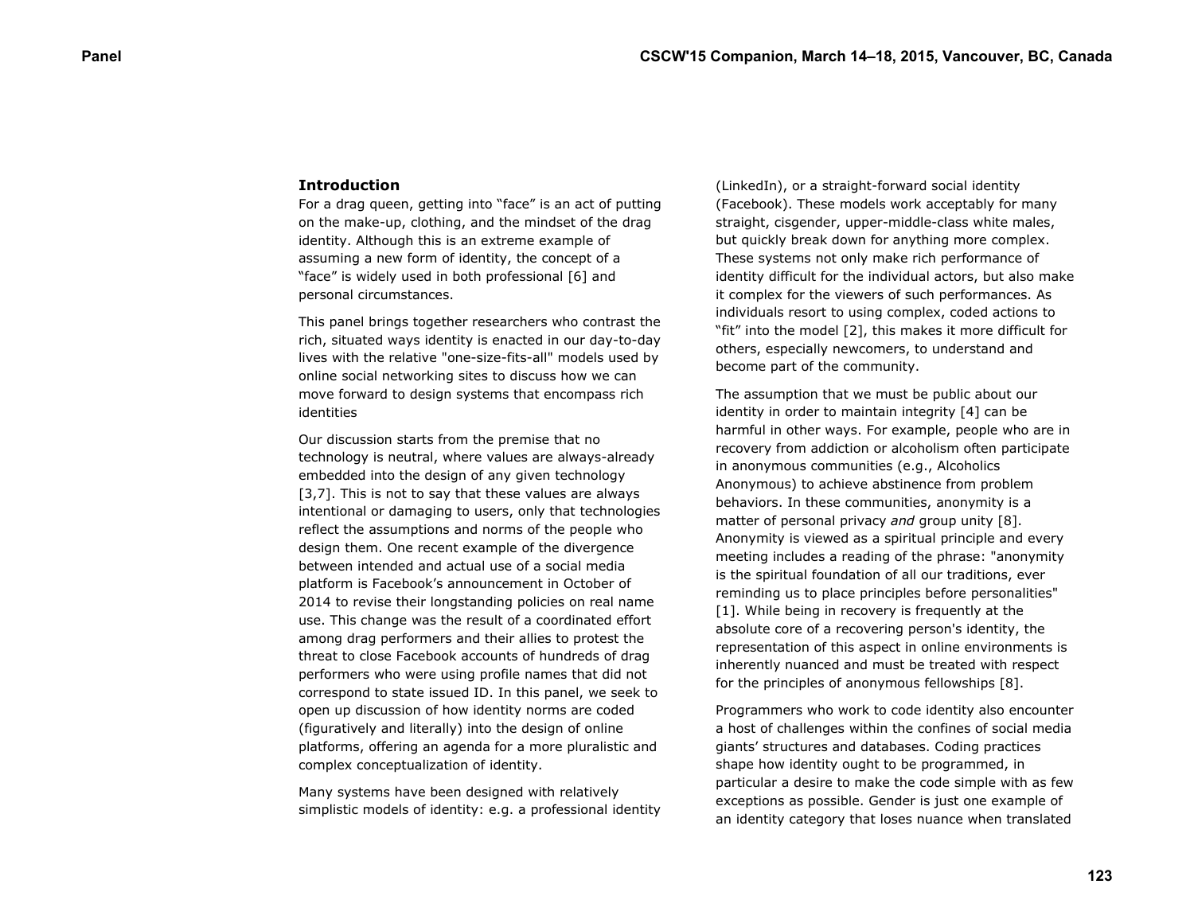## Introduction

For a drag queen, getting into “face” is an act of putting on the make-up, clothing, and the mindset of the drag identity. Although this is an extreme example of assuming a new form of identity, the concept of a “face” is widely used in both professional [6] and personal circumstances.

This panel brings together researchers who contrast the rich, situated ways identity is enacted in our day-to-day lives with the relative "one-size-fits-all" models used by online social networking sites to discuss how we can move forward to design systems that encompass rich identities

Our discussion starts from the premise that no technology is neutral, where values are always-already embedded into the design of any given technology [3,7]. This is not to say that these values are always intentional or damaging to users, only that technologies reflect the assumptions and norms of the people who design them. One recent example of the divergence between intended and actual use of a social media platform is Facebook’s announcement in October of 2014 to revise their longstanding policies on real name use. This change was the result of a coordinated effort among drag performers and their allies to protest the threat to close Facebook accounts of hundreds of drag performers who were using profile names that did not correspond to state issued ID. In this panel, we seek to open up discussion of how identity norms are coded (figuratively and literally) into the design of online platforms, offering an agenda for a more pluralistic and complex conceptualization of identity.

Many systems have been designed with relatively simplistic models of identity: e.g. a professional identity (LinkedIn), or a straight-forward social identity (Facebook). These models work acceptably for many straight, cisgender, upper-middle-class white males, but quickly break down for anything more complex. These systems not only make rich performance of identity difficult for the individual actors, but also make it complex for the viewers of such performances. As individuals resort to using complex, coded actions to “fit” into the model [2], this makes it more difficult for others, especially newcomers, to understand and become part of the community.

The assumption that we must be public about our identity in order to maintain integrity [4] can be harmful in other ways. For example, people who are in recovery from addiction or alcoholism often participate in anonymous communities (e.g., Alcoholics Anonymous) to achieve abstinence from problem behaviors. In these communities, anonymity is a matter of personal privacy *and* group unity [8]. Anonymity is viewed as a spiritual principle and every meeting includes a reading of the phrase: "anonymity is the spiritual foundation of all our traditions, ever reminding us to place principles before personalities" [1]. While being in recovery is frequently at the absolute core of a recovering person's identity, the representation of this aspect in online environments is inherently nuanced and must be treated with respect for the principles of anonymous fellowships [8].

Programmers who work to code identity also encounter a host of challenges within the confines of social media giants’ structures and databases. Coding practices shape how identity ought to be programmed, in particular a desire to make the code simple with as few exceptions as possible. Gender is just one example of an identity category that loses nuance when translated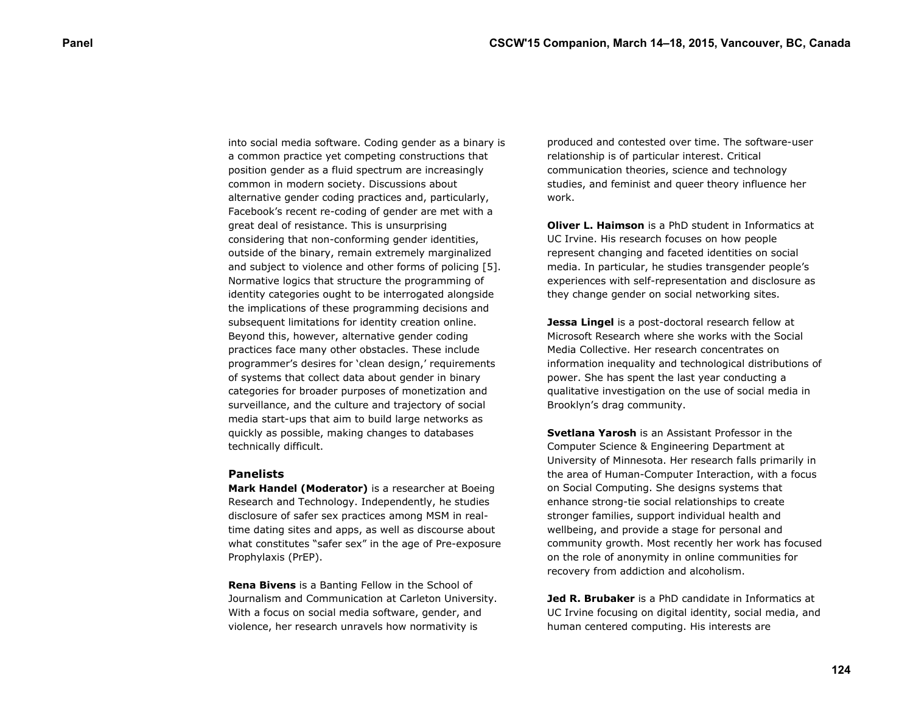into social media software. Coding gender as a binary is a common practice yet competing constructions that position gender as a fluid spectrum are increasingly common in modern society. Discussions about alternative gender coding practices and, particularly, Facebook's recent re-coding of gender are met with a great deal of resistance. This is unsurprising considering that non-conforming gender identities, outside of the binary, remain extremely marginalized and subject to violence and other forms of policing [5]. Normative logics that structure the programming of identity categories ought to be interrogated alongside the implications of these programming decisions and subsequent limitations for identity creation online. Beyond this, however, alternative gender coding practices face many other obstacles. These include programmer's desires for 'clean design,' requirements of systems that collect data about gender in binary categories for broader purposes of monetization and surveillance, and the culture and trajectory of social media start-ups that aim to build large networks as quickly as possible, making changes to databases technically difficult.

### Panelists

**Mark Handel (Moderator)** is a researcher at Boeing Research and Technology. Independently, he studies disclosure of safer sex practices among MSM in real-time dating sites and apps, as well as discourse about what constitutes "safer sex" in the age of Pre-exposure Prophylaxis (PrEP).

**Rena Bivens** is a Banting Fellow in the School of Journalism and Communication at Carleton University. With a focus on social media software, gender, and violence, her research unravels how normativity is produced and contested over time. The software-user relationship is of particular interest. Critical communication theories, science and technology studies, and feminist and queer theory influence her work.

**Oliver L. Haimson** is a PhD student in Informatics at UC Irvine. His research focuses on how people represent changing and faceted identities on social media. In particular, he studies transgender people's experiences with self-representation and disclosure as they change gender on social networking sites.

**Jessa Lingel** is a post-doctoral research fellow at Microsoft Research where she works with the Social Media Collective. Her research concentrates on information inequality and technological distributions of power. She has spent the last year conducting a qualitative investigation on the use of social media in Brooklyn's drag community.

**Svetlana Yarosh** is an Assistant Professor in the Computer Science & Engineering Department at University of Minnesota. Her research falls primarily in the area of Human-Computer Interaction, with a focus on Social Computing. She designs systems that enhance strong-tie social relationships to create stronger families, support individual health and wellbeing, and provide a stage for personal and community growth. Most recently her work has focused on the role of anonymity in online communities for recovery from addiction and alcoholism.

**Jed R. Brubaker** is a PhD candidate in Informatics at UC Irvine focusing on digital identity, social media, and human centered computing. His interests are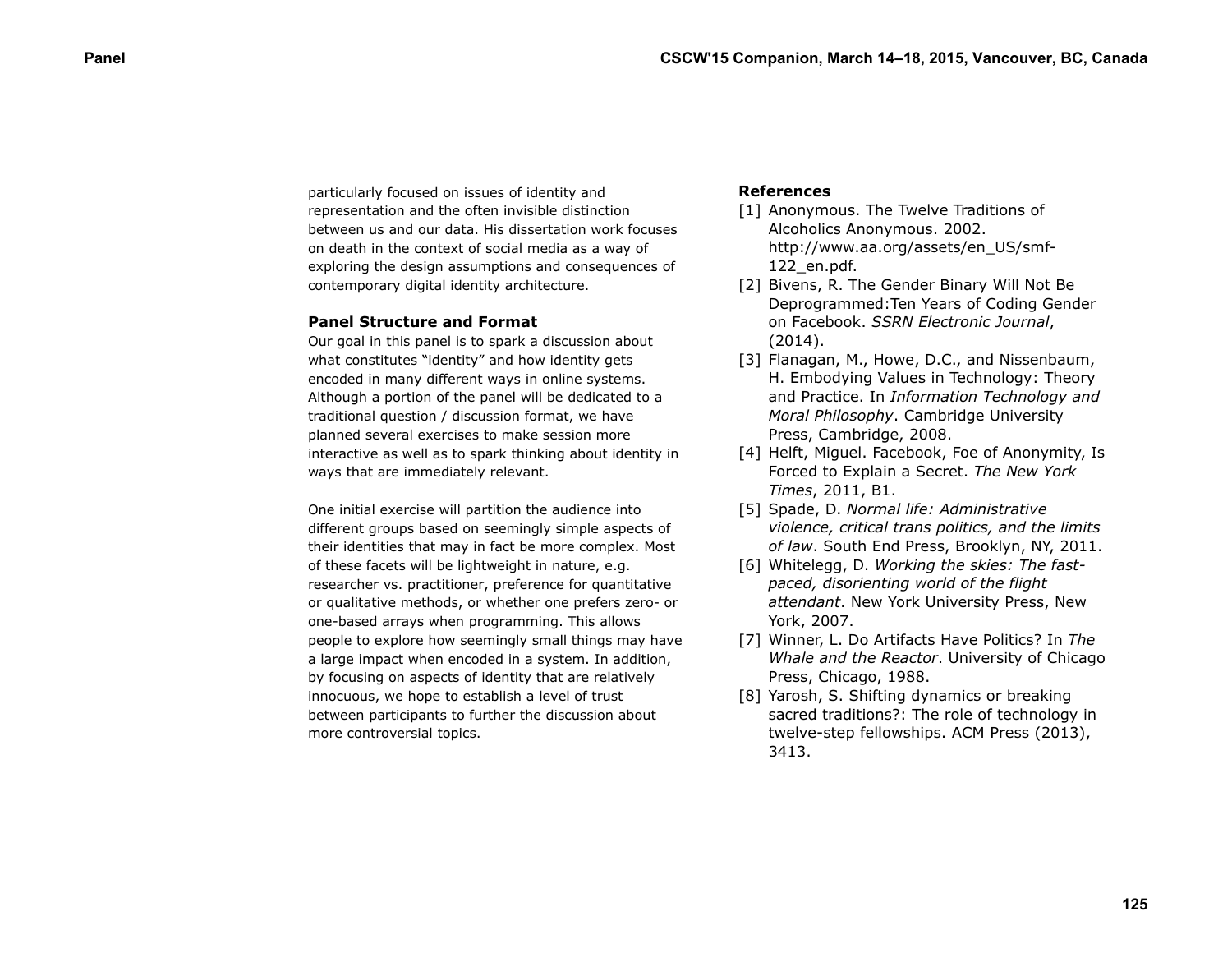particularly focused on issues of identity and representation and the often invisible distinction between us and our data. His dissertation work focuses on death in the context of social media as a way of exploring the design assumptions and consequences of contemporary digital identity architecture.

### Panel Structure and Format

Our goal in this panel is to spark a discussion about what constitutes "identity" and how identity gets encoded in many different ways in online systems. Although a portion of the panel will be dedicated to a traditional question / discussion format, we have planned several exercises to make session more interactive as well as to spark thinking about identity in ways that are immediately relevant.

One initial exercise will partition the audience into different groups based on seemingly simple aspects of their identities that may in fact be more complex. Most of these facets will be lightweight in nature, e.g. researcher vs. practitioner, preference for quantitative or qualitative methods, or whether one prefers zero- or one-based arrays when programming. This allows people to explore how seemingly small things may have a large impact when encoded in a system. In addition, by focusing on aspects of identity that are relatively innocuous, we hope to establish a level of trust between participants to further the discussion about more controversial topics.

### References

[1] Anonymous. The Twelve Traditions of Alcoholics Anonymous. 2002. http://www.aa.org/assets/en_US/smf-122_en.pdf.

[2] Bivens, R. The Gender Binary Will Not Be Deprogrammed:Ten Years of Coding Gender on Facebook. *SSRN Electronic Journal*, (2014).

[3] Flanagan, M., Howe, D.C., and Nissenbaum, H. Embodying Values in Technology: Theory and Practice. In *Information Technology and Moral Philosophy*. Cambridge University Press, Cambridge, 2008.

[4] Helft, Miguel. Facebook, Foe of Anonymity, Is Forced to Explain a Secret. *The New York Times*, 2011, B1.

[5] Spade, D. *Normal life: Administrative violence, critical trans politics, and the limits of law*. South End Press, Brooklyn, NY, 2011.

[6] Whitelegg, D. *Working the skies: The fast-paced, disorienting world of the flight attendant*. New York University Press, New York, 2007.

[7] Winner, L. Do Artifacts Have Politics? In *The Whale and the Reactor*. University of Chicago Press, Chicago, 1988.

[8] Yarosh, S. Shifting dynamics or breaking sacred traditions?: The role of technology in twelve-step fellowships. ACM Press (2013), 3413.